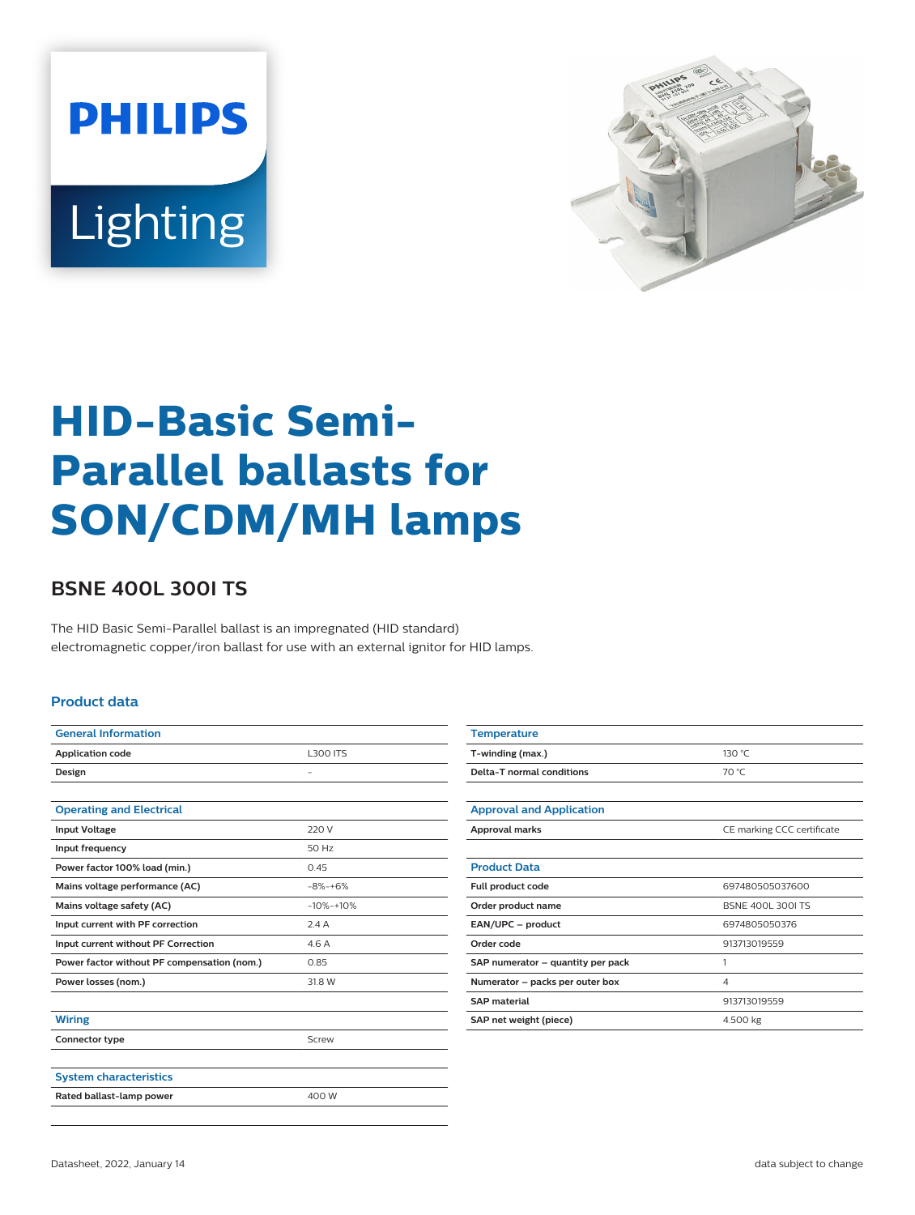# HID-Basic Semi-Parallel ballasts for SON/CDM/MH lamps

## BSNE 400L 300I TS

The HID Basic Semi-Parallel ballast is an impregnated (HID standard) electromagnetic copper/iron ballast for use with an external ignitor for HID lamps.

### Product data

| General Information | |
|---|---|
| Application code | L300 ITS |
| Design | - |

| Operating and Electrical | |
|---|---|
| Input Voltage | 220 V |
| Input frequency | 50 Hz |
| Power factor 100% load (min.) | 0.45 |
| Mains voltage performance (AC) | -8%-+6% |
| Mains voltage safety (AC) | -10%-+10% |
| Input current with PF correction | 2.4 A |
| Input current without PF Correction | 4.6 A |
| Power factor without PF compensation (nom.) | 0.85 |
| Power losses (nom.) | 31.8 W |

| Wiring | |
|---|---|
| Connector type | Screw |

| System characteristics | |
|---|---|
| Rated ballast-lamp power | 400 W |

| Temperature | |
|---|---|
| T-winding (max.) | 130 °C |
| Delta-T normal conditions | 70 °C |

| Approval and Application | |
|---|---|
| Approval marks | CE marking CCC certificate |

| Product Data | |
|---|---|
| Full product code | 697480505037600 |
| Order product name | BSNE 400L 300I TS |
| EAN/UPC – product | 6974805050376 |
| Order code | 913713019559 |
| SAP numerator – quantity per pack | 1 |
| Numerator – packs per outer box | 4 |
| SAP material | 913713019559 |
| SAP net weight (piece) | 4.500 kg |

Datasheet, 2022, January 14 — data subject to change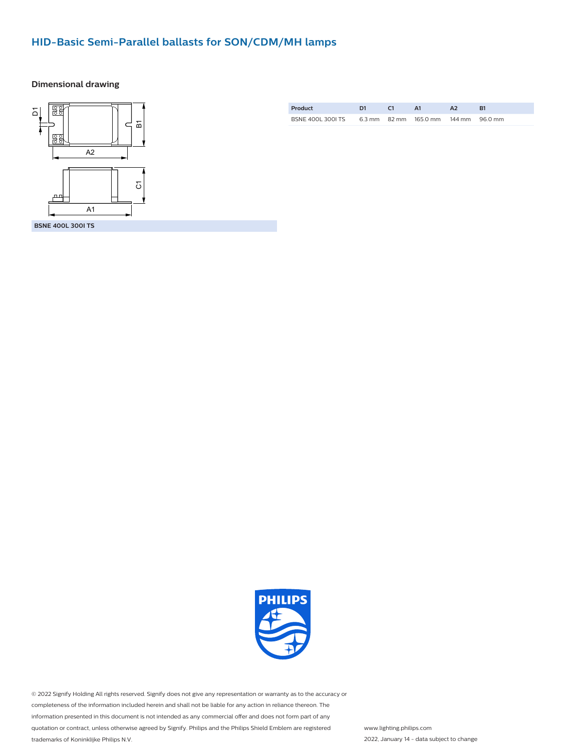# HID-Basic Semi-Parallel ballasts for SON/CDM/MH lamps

## Dimensional drawing

D1

B1

A2

C1

A1

**BSNE 400L 300I TS**

| Product | D1 | C1 | A1 | A2 | B1 |
|---|---|---|---|---|---|
| BSNE 400L 300I TS | 6.3 mm | 82 mm | 165.0 mm | 144 mm | 96.0 mm |

© 2022 Signify Holding All rights reserved. Signify does not give any representation or warranty as to the accuracy or completeness of the information included herein and shall not be liable for any action in reliance thereon. The information presented in this document is not intended as any commercial offer and does not form part of any quotation or contract, unless otherwise agreed by Signify. Philips and the Philips Shield Emblem are registered trademarks of Koninklijke Philips N.V.

www.lighting.philips.com

2022, January 14 - data subject to change